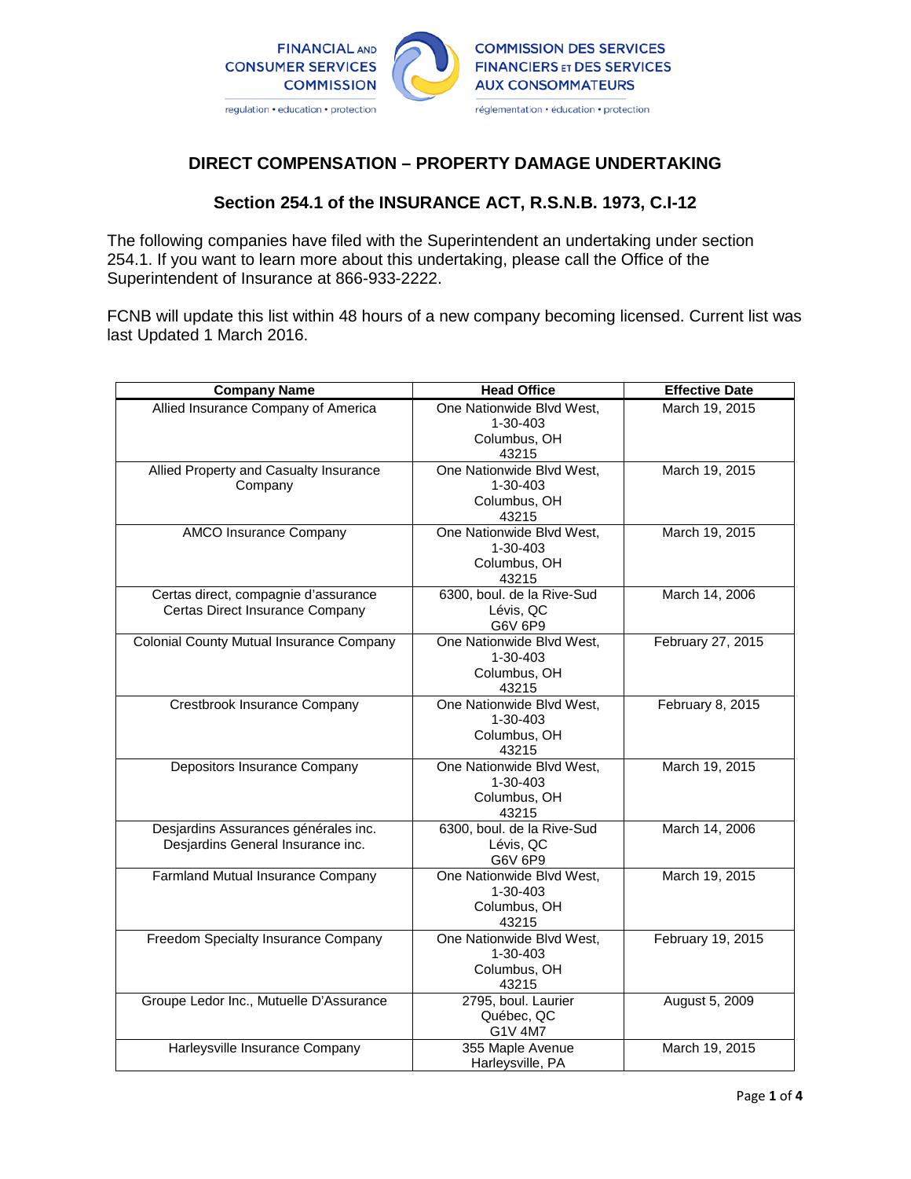FINANCIAL AND CONSUMER SERVICES COMMISSION
regulation • education • protection

COMMISSION DES SERVICES FINANCIERS ET DES SERVICES AUX CONSOMMATEURS
réglementation • éducation • protection

## DIRECT COMPENSATION – PROPERTY DAMAGE UNDERTAKING

### Section 254.1 of the INSURANCE ACT, R.S.N.B. 1973, C.I-12

The following companies have filed with the Superintendent an undertaking under section 254.1. If you want to learn more about this undertaking, please call the Office of the Superintendent of Insurance at 866-933-2222.

FCNB will update this list within 48 hours of a new company becoming licensed. Current list was last Updated 1 March 2016.

| Company Name | Head Office | Effective Date |
|---|---|---|
| Allied Insurance Company of America | One Nationwide Blvd West, 1-30-403 Columbus, OH 43215 | March 19, 2015 |
| Allied Property and Casualty Insurance Company | One Nationwide Blvd West, 1-30-403 Columbus, OH 43215 | March 19, 2015 |
| AMCO Insurance Company | One Nationwide Blvd West, 1-30-403 Columbus, OH 43215 | March 19, 2015 |
| Certas direct, compagnie d'assurance Certas Direct Insurance Company | 6300, boul. de la Rive-Sud Lévis, QC G6V 6P9 | March 14, 2006 |
| Colonial County Mutual Insurance Company | One Nationwide Blvd West, 1-30-403 Columbus, OH 43215 | February 27, 2015 |
| Crestbrook Insurance Company | One Nationwide Blvd West, 1-30-403 Columbus, OH 43215 | February 8, 2015 |
| Depositors Insurance Company | One Nationwide Blvd West, 1-30-403 Columbus, OH 43215 | March 19, 2015 |
| Desjardins Assurances générales inc. Desjardins General Insurance inc. | 6300, boul. de la Rive-Sud Lévis, QC G6V 6P9 | March 14, 2006 |
| Farmland Mutual Insurance Company | One Nationwide Blvd West, 1-30-403 Columbus, OH 43215 | March 19, 2015 |
| Freedom Specialty Insurance Company | One Nationwide Blvd West, 1-30-403 Columbus, OH 43215 | February 19, 2015 |
| Groupe Ledor Inc., Mutuelle D'Assurance | 2795, boul. Laurier Québec, QC G1V 4M7 | August 5, 2009 |
| Harleysville Insurance Company | 355 Maple Avenue Harleysville, PA | March 19, 2015 |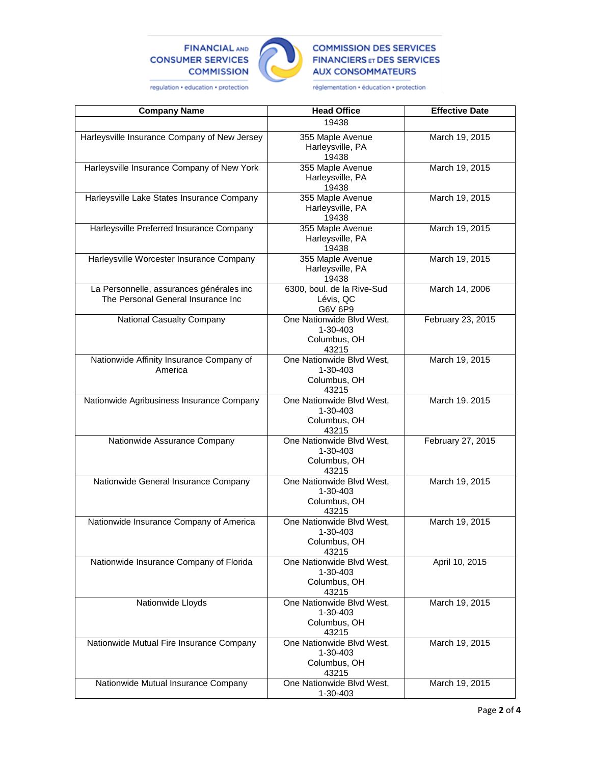| Company Name | Head Office | Effective Date |
|---|---|---|
| | 19438 | |
| Harleysville Insurance Company of New Jersey | 355 Maple Avenue Harleysville, PA 19438 | March 19, 2015 |
| Harleysville Insurance Company of New York | 355 Maple Avenue Harleysville, PA 19438 | March 19, 2015 |
| Harleysville Lake States Insurance Company | 355 Maple Avenue Harleysville, PA 19438 | March 19, 2015 |
| Harleysville Preferred Insurance Company | 355 Maple Avenue Harleysville, PA 19438 | March 19, 2015 |
| Harleysville Worcester Insurance Company | 355 Maple Avenue Harleysville, PA 19438 | March 19, 2015 |
| La Personnelle, assurances générales inc The Personal General Insurance Inc | 6300, boul. de la Rive-Sud Lévis, QC G6V 6P9 | March 14, 2006 |
| National Casualty Company | One Nationwide Blvd West, 1-30-403 Columbus, OH 43215 | February 23, 2015 |
| Nationwide Affinity Insurance Company of America | One Nationwide Blvd West, 1-30-403 Columbus, OH 43215 | March 19, 2015 |
| Nationwide Agribusiness Insurance Company | One Nationwide Blvd West, 1-30-403 Columbus, OH 43215 | March 19. 2015 |
| Nationwide Assurance Company | One Nationwide Blvd West, 1-30-403 Columbus, OH 43215 | February 27, 2015 |
| Nationwide General Insurance Company | One Nationwide Blvd West, 1-30-403 Columbus, OH 43215 | March 19, 2015 |
| Nationwide Insurance Company of America | One Nationwide Blvd West, 1-30-403 Columbus, OH 43215 | March 19, 2015 |
| Nationwide Insurance Company of Florida | One Nationwide Blvd West, 1-30-403 Columbus, OH 43215 | April 10, 2015 |
| Nationwide Lloyds | One Nationwide Blvd West, 1-30-403 Columbus, OH 43215 | March 19, 2015 |
| Nationwide Mutual Fire Insurance Company | One Nationwide Blvd West, 1-30-403 Columbus, OH 43215 | March 19, 2015 |
| Nationwide Mutual Insurance Company | One Nationwide Blvd West, 1-30-403 | March 19, 2015 |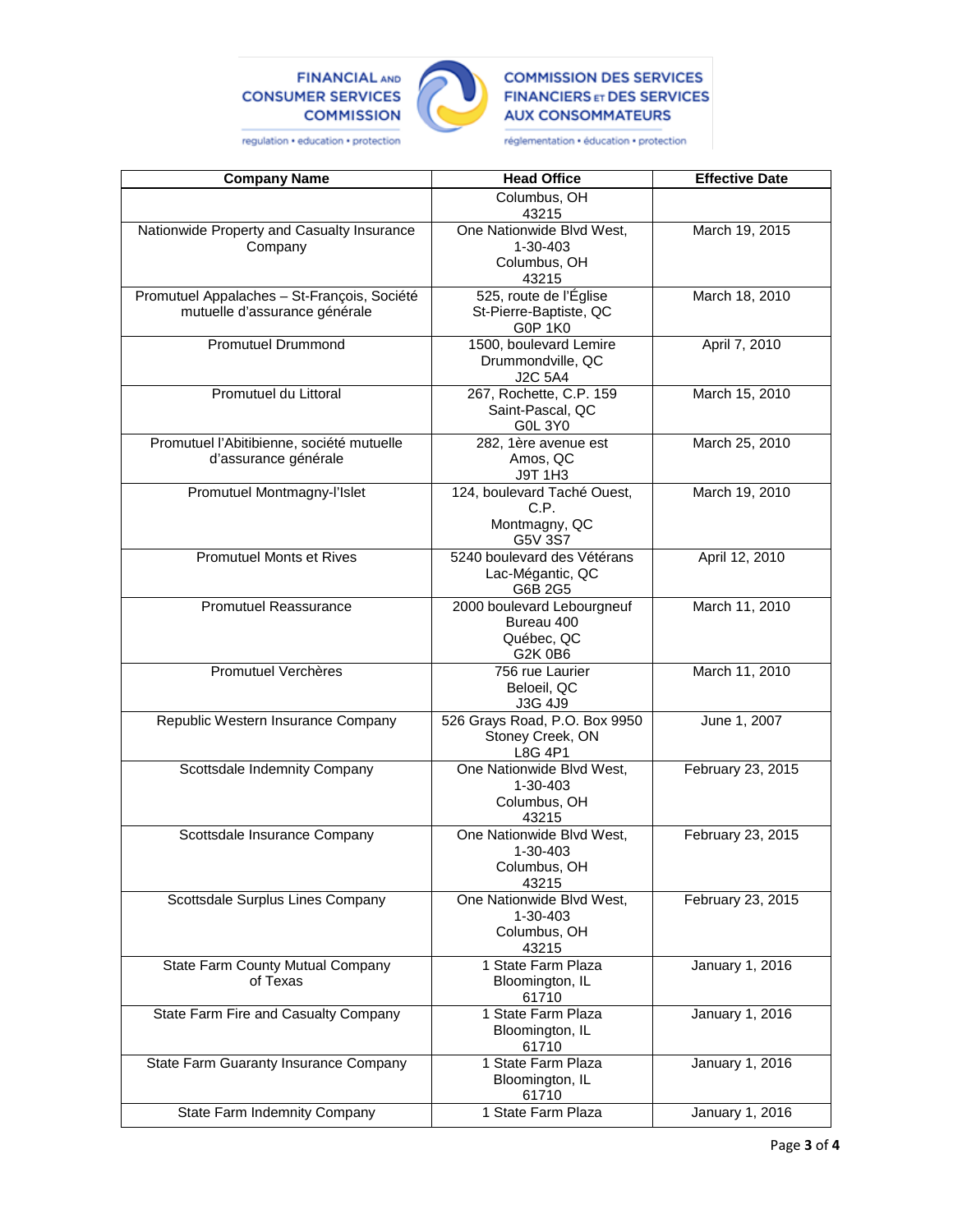| Company Name | Head Office | Effective Date |
| --- | --- | --- |
| | Columbus, OH 43215 | |
| Nationwide Property and Casualty Insurance Company | One Nationwide Blvd West, 1-30-403 Columbus, OH 43215 | March 19, 2015 |
| Promutuel Appalaches – St-François, Société mutuelle d'assurance générale | 525, route de l'Église St-Pierre-Baptiste, QC G0P 1K0 | March 18, 2010 |
| Promutuel Drummond | 1500, boulevard Lemire Drummondville, QC J2C 5A4 | April 7, 2010 |
| Promutuel du Littoral | 267, Rochette, C.P. 159 Saint-Pascal, QC G0L 3Y0 | March 15, 2010 |
| Promutuel l'Abitibienne, société mutuelle d'assurance générale | 282, 1ère avenue est Amos, QC J9T 1H3 | March 25, 2010 |
| Promutuel Montmagny-l'Islet | 124, boulevard Taché Ouest, C.P. Montmagny, QC G5V 3S7 | March 19, 2010 |
| Promutuel Monts et Rives | 5240 boulevard des Vétérans Lac-Mégantic, QC G6B 2G5 | April 12, 2010 |
| Promutuel Reassurance | 2000 boulevard Lebourgneuf Bureau 400 Québec, QC G2K 0B6 | March 11, 2010 |
| Promutuel Verchères | 756 rue Laurier Beloeil, QC J3G 4J9 | March 11, 2010 |
| Republic Western Insurance Company | 526 Grays Road, P.O. Box 9950 Stoney Creek, ON L8G 4P1 | June 1, 2007 |
| Scottsdale Indemnity Company | One Nationwide Blvd West, 1-30-403 Columbus, OH 43215 | February 23, 2015 |
| Scottsdale Insurance Company | One Nationwide Blvd West, 1-30-403 Columbus, OH 43215 | February 23, 2015 |
| Scottsdale Surplus Lines Company | One Nationwide Blvd West, 1-30-403 Columbus, OH 43215 | February 23, 2015 |
| State Farm County Mutual Company of Texas | 1 State Farm Plaza Bloomington, IL 61710 | January 1, 2016 |
| State Farm Fire and Casualty Company | 1 State Farm Plaza Bloomington, IL 61710 | January 1, 2016 |
| State Farm Guaranty Insurance Company | 1 State Farm Plaza Bloomington, IL 61710 | January 1, 2016 |
| State Farm Indemnity Company | 1 State Farm Plaza | January 1, 2016 |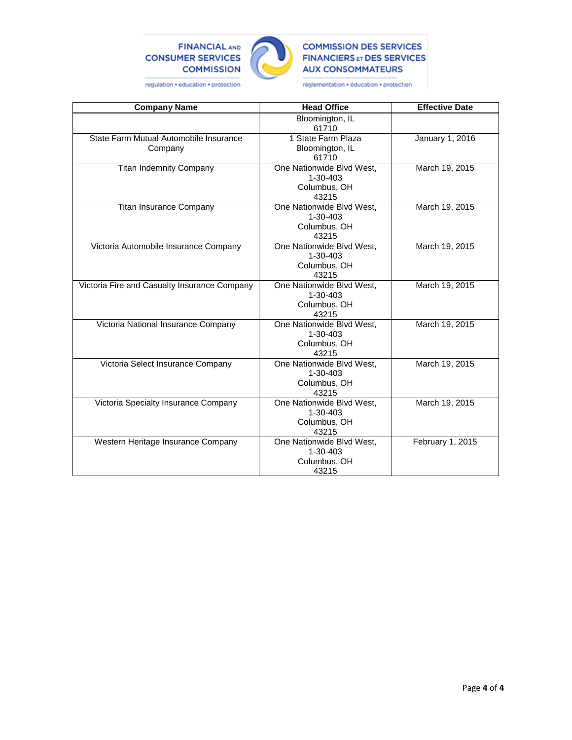| Company Name | Head Office | Effective Date |
|---|---|---|
| | Bloomington, IL 61710 | |
| State Farm Mutual Automobile Insurance Company | 1 State Farm Plaza Bloomington, IL 61710 | January 1, 2016 |
| Titan Indemnity Company | One Nationwide Blvd West, 1-30-403 Columbus, OH 43215 | March 19, 2015 |
| Titan Insurance Company | One Nationwide Blvd West, 1-30-403 Columbus, OH 43215 | March 19, 2015 |
| Victoria Automobile Insurance Company | One Nationwide Blvd West, 1-30-403 Columbus, OH 43215 | March 19, 2015 |
| Victoria Fire and Casualty Insurance Company | One Nationwide Blvd West, 1-30-403 Columbus, OH 43215 | March 19, 2015 |
| Victoria National Insurance Company | One Nationwide Blvd West, 1-30-403 Columbus, OH 43215 | March 19, 2015 |
| Victoria Select Insurance Company | One Nationwide Blvd West, 1-30-403 Columbus, OH 43215 | March 19, 2015 |
| Victoria Specialty Insurance Company | One Nationwide Blvd West, 1-30-403 Columbus, OH 43215 | March 19, 2015 |
| Western Heritage Insurance Company | One Nationwide Blvd West, 1-30-403 Columbus, OH 43215 | February 1, 2015 |